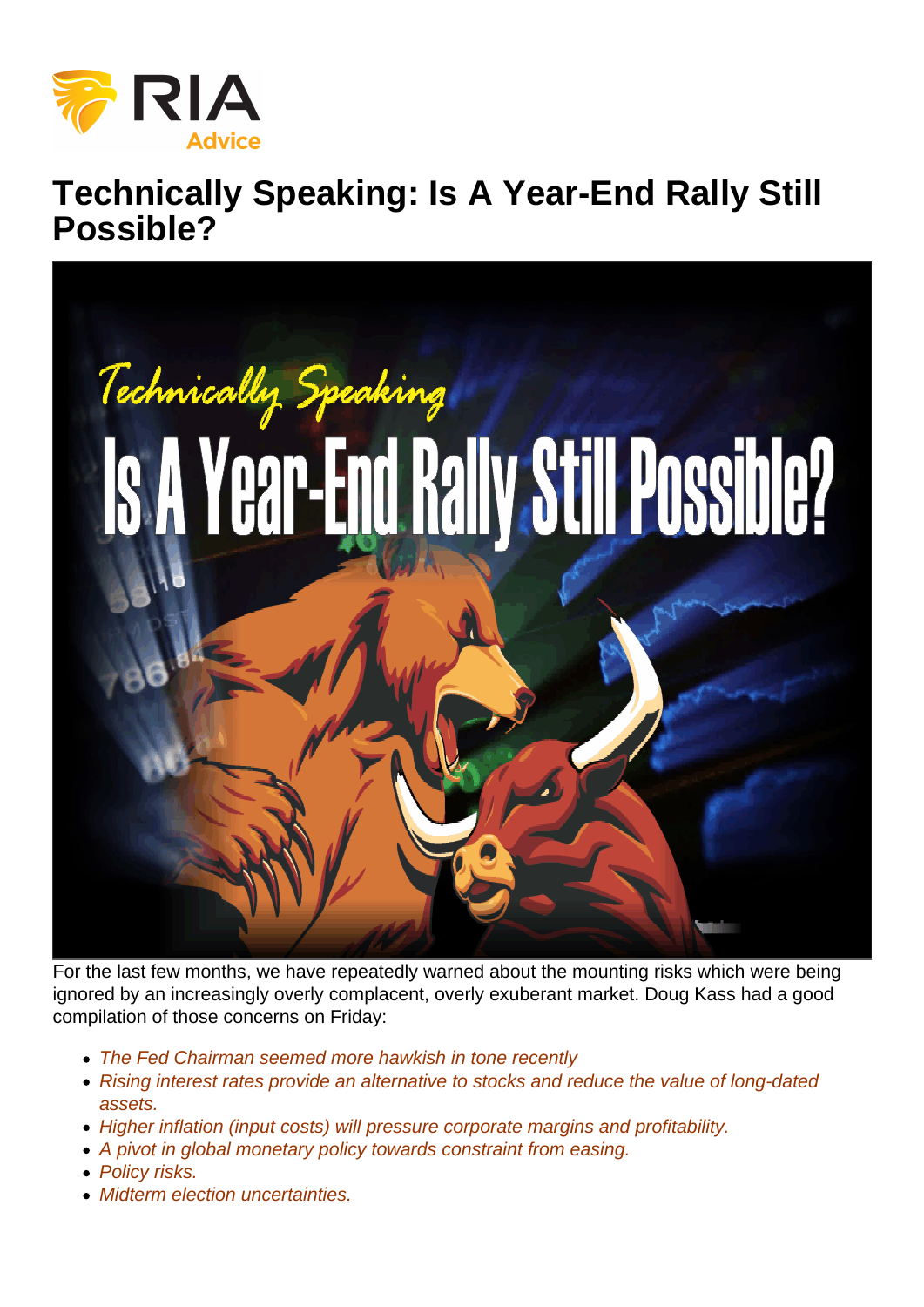# Technically Speaking: Is A Year-End Rally Still Possible?

For the last few months, we have repeatedly warned about the mounting risks which were being ignored by an increasingly overly complacent, overly exuberant market. Doug Kass had a good compilation of those concerns on Friday:

- *The Fed Chairman seemed more hawkish in tone recently*
- *Rising interest rates provide an alternative to stocks and reduce the value of long-dated assets.*
- *Higher inflation (input costs) will pressure corporate margins and profitability.*
- *A pivot in global monetary policy towards constraint from easing.*
- *Policy risks.*
- *Midterm election uncertainties.*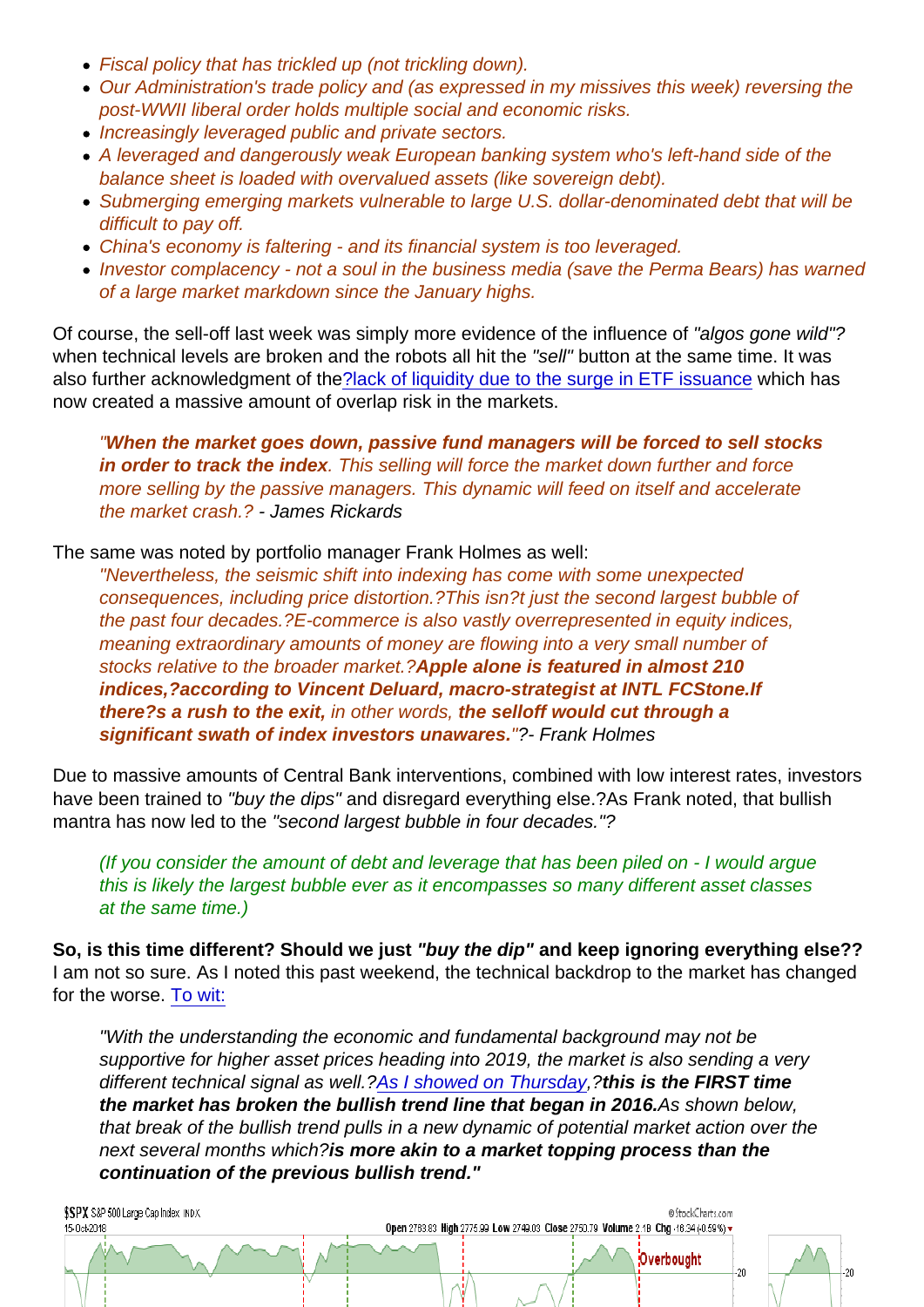- *Fiscal policy that has trickled up (not trickling down).*
- *Our Administration's trade policy and (as expressed in my missives this week) reversing the post-WWII liberal order holds multiple social and economic risks.*
- *Increasingly leveraged public and private sectors.*
- *A leveraged and dangerously weak European banking system who's left-hand side of the balance sheet is loaded with overvalued assets (like sovereign debt).*
- *Submerging emerging markets vulnerable to large U.S. dollar-denominated debt that will be difficult to pay off.*
- *China's economy is faltering - and its financial system is too leveraged.*
- *Investor complacency - not a soul in the business media (save the Perma Bears) has warned of a large market markdown since the January highs.*

Of course, the sell-off last week was simply more evidence of the influence of *"algos gone wild"?* when technical levels are broken and the robots all hit the *"sell"* button at the same time. It was also further acknowledgment of the?lack of liquidity due to the surge in ETF issuance which has now created a massive amount of overlap risk in the markets.

> *"**When the market goes down, passive fund managers will be forced to sell stocks in order to track the index**. This selling will force the market down further and force more selling by the passive managers. This dynamic will feed on itself and accelerate the market crash.?* - James Rickards

The same was noted by portfolio manager Frank Holmes as well:

> *"Nevertheless, the seismic shift into indexing has come with some unexpected consequences, including price distortion.?This isn?t just the second largest bubble of the past four decades.?E-commerce is also vastly overrepresented in equity indices, meaning extraordinary amounts of money are flowing into a very small number of stocks relative to the broader market.?**Apple alone is featured in almost 210 indices,?according to Vincent Deluard, macro-strategist at INTL FCStone.If there?s a rush to the exit,** in other words, **the selloff would cut through a significant swath of index investors unawares.**"?* - Frank Holmes

Due to massive amounts of Central Bank interventions, combined with low interest rates, investors have been trained to *"buy the dips"* and disregard everything else.?As Frank noted, that bullish mantra has now led to the *"second largest bubble in four decades."?*

> *(If you consider the amount of debt and leverage that has been piled on - I would argue this is likely the largest bubble ever as it encompasses so many different asset classes at the same time.)*

**So, is this time different? Should we just *"buy the dip"* and keep ignoring everything else??** I am not so sure. As I noted this past weekend, the technical backdrop to the market has changed for the worse. To wit:

> *"With the understanding the economic and fundamental background may not be supportive for higher asset prices heading into 2019, the market is also sending a very different technical signal as well.?As I showed on Thursday,?**this is the FIRST time the market has broken the bullish trend line that began in 2016.**As shown below, that break of the bullish trend pulls in a new dynamic of potential market action over the next several months which?**is more akin to a market topping process than the continuation of the previous bullish trend.**"*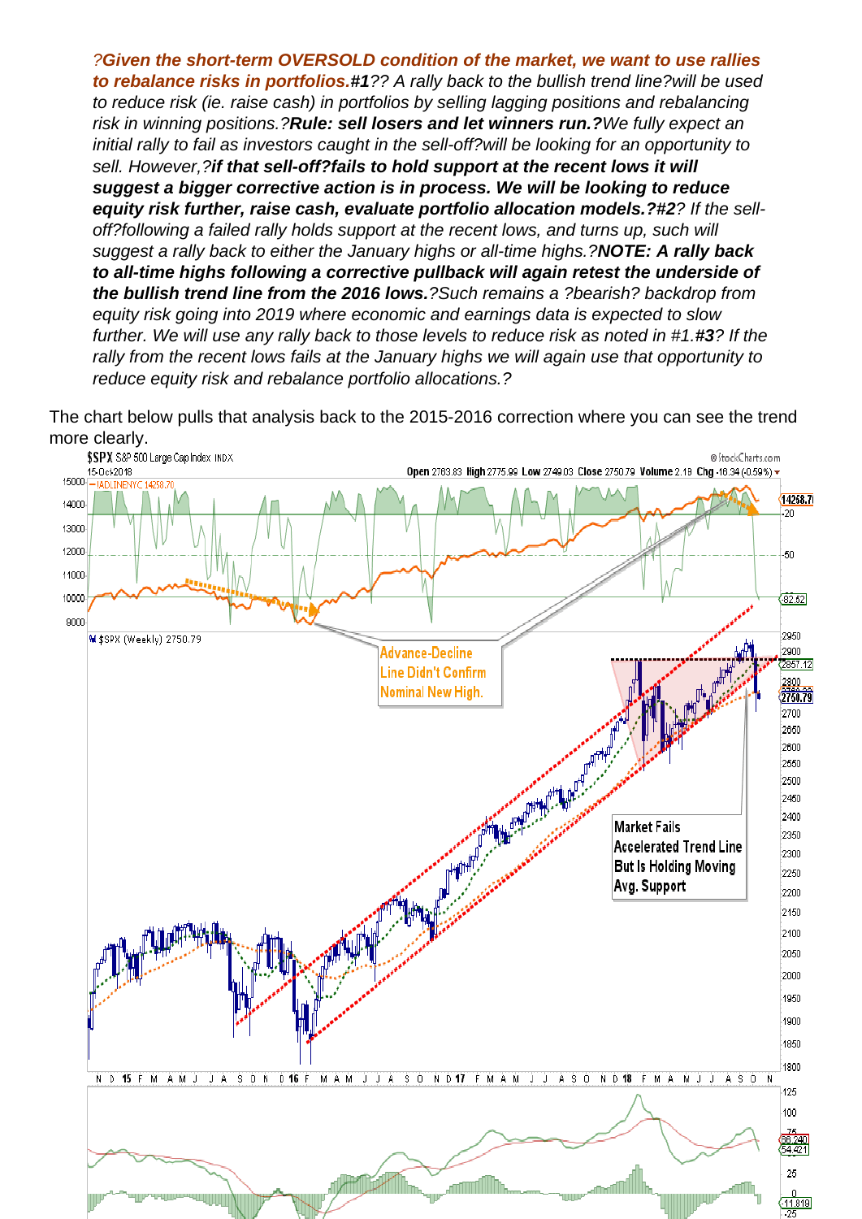*?**Given the short-term OVERSOLD condition of the market, we want to use rallies to rebalance risks in portfolios.****#1**?? A rally back to the bullish trend line?will be used to reduce risk (ie. raise cash) in portfolios by selling lagging positions and rebalancing risk in winning positions.?**Rule: sell losers and let winners run.?**We fully expect an initial rally to fail as investors caught in the sell-off?will be looking for an opportunity to sell. However,?**if that sell-off?fails to hold support at the recent lows it will suggest a bigger corrective action is in process. We will be looking to reduce equity risk further, raise cash, evaluate portfolio allocation models.?#2**? If the sell-off?following a failed rally holds support at the recent lows, and turns up, such will suggest a rally back to either the January highs or all-time highs.?**NOTE: A rally back to all-time highs following a corrective pullback will again retest the underside of the bullish trend line from the 2016 lows.**?Such remains a ?bearish? backdrop from equity risk going into 2019 where economic and earnings data is expected to slow further. We will use any rally back to those levels to reduce risk as noted in #1.**#3**? If the rally from the recent lows fails at the January highs we will again use that opportunity to reduce equity risk and rebalance portfolio allocations.?*

The chart below pulls that analysis back to the 2015-2016 correction where you can see the trend more clearly.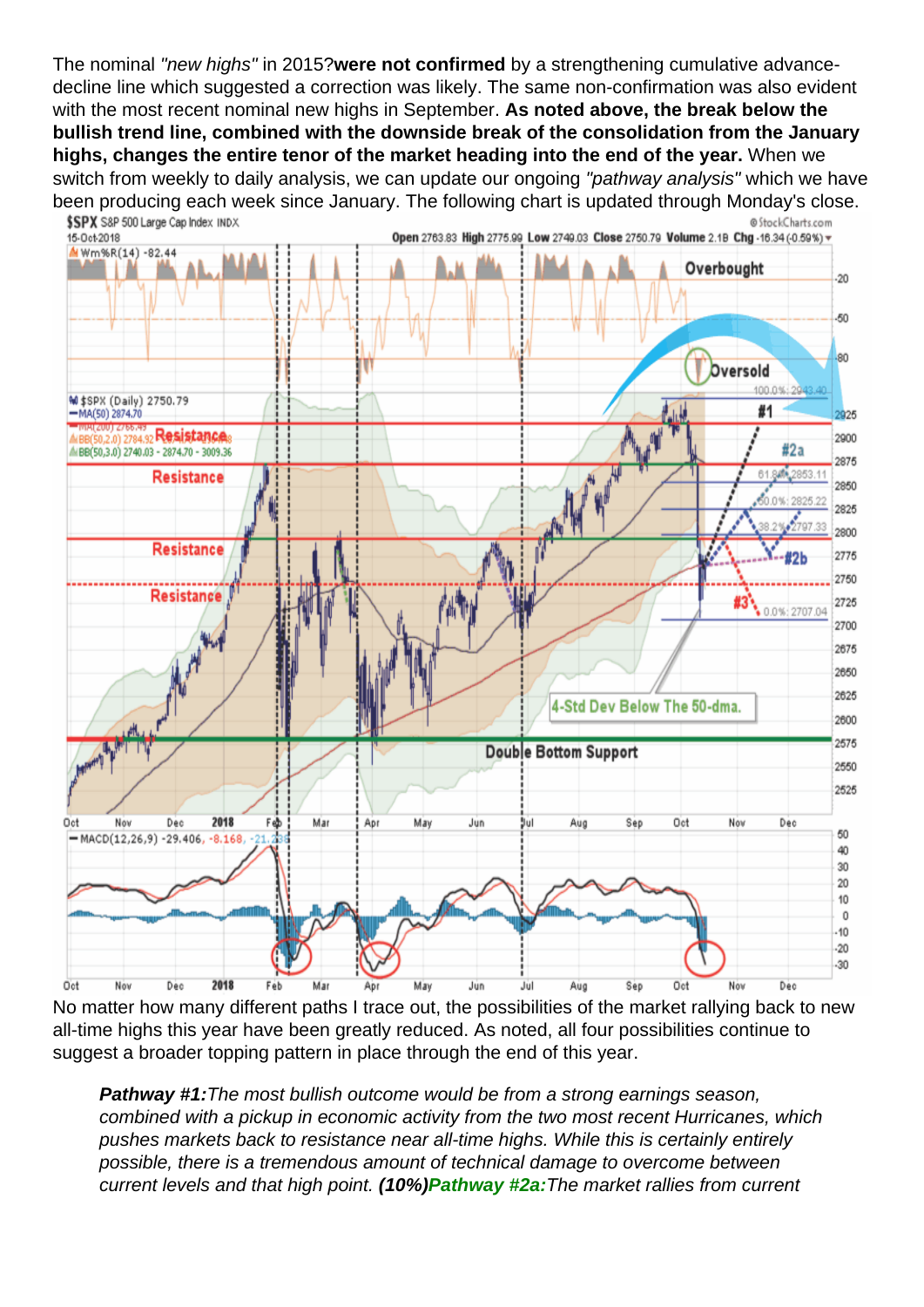The nominal *"new highs"* in 2015?**were not confirmed** by a strengthening cumulative advance-decline line which suggested a correction was likely. The same non-confirmation was also evident with the most recent nominal new highs in September. **As noted above, the break below the bullish trend line, combined with the downside break of the consolidation from the January highs, changes the entire tenor of the market heading into the end of the year.** When we switch from weekly to daily analysis, we can update our ongoing *"pathway analysis"* which we have been producing each week since January. The following chart is updated through Monday's close.

No matter how many different paths I trace out, the possibilities of the market rallying back to new all-time highs this year have been greatly reduced. As noted, all four possibilities continue to suggest a broader topping pattern in place through the end of this year.

> ***Pathway #1:*** *The most bullish outcome would be from a strong earnings season, combined with a pickup in economic activity from the two most recent Hurricanes, which pushes markets back to resistance near all-time highs. While this is certainly entirely possible, there is a tremendous amount of technical damage to overcome between current levels and that high point.* ***(10%)Pathway #2a:****The market rallies from current*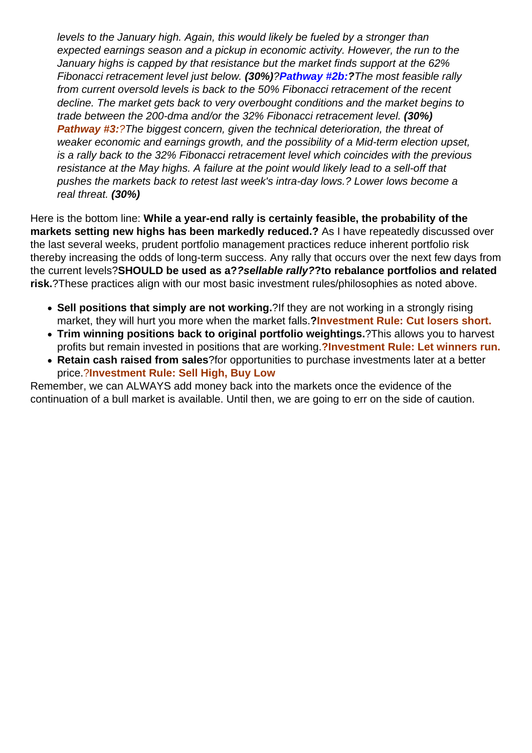*levels to the January high. Again, this would likely be fueled by a stronger than expected earnings season and a pickup in economic activity. However, the run to the January highs is capped by that resistance but the market finds support at the 62% Fibonacci retracement level just below.* ***(30%)****?***Pathway #2b:?***The most feasible rally from current oversold levels is back to the 50% Fibonacci retracement of the recent decline. The market gets back to very overbought conditions and the market begins to trade between the 200-dma and/or the 32% Fibonacci retracement level.* ***(30%)*** ***Pathway #3:****?The biggest concern, given the technical deterioration, the threat of weaker economic and earnings growth, and the possibility of a Mid-term election upset, is a rally back to the 32% Fibonacci retracement level which coincides with the previous resistance at the May highs. A failure at the point would likely lead to a sell-off that pushes the markets back to retest last week's intra-day lows.? Lower lows become a real threat.* ***(30%)***

Here is the bottom line: **While a year-end rally is certainly feasible, the probability of the markets setting new highs has been markedly reduced.?** As I have repeatedly discussed over the last several weeks, prudent portfolio management practices reduce inherent portfolio risk thereby increasing the odds of long-term success. Any rally that occurs over the next few days from the current levels?**SHOULD be used as a?*?sellable rally?*?to rebalance portfolios and related risk.**?These practices align with our most basic investment rules/philosophies as noted above.

- **Sell positions that simply are not working.**?If they are not working in a strongly rising market, they will hurt you more when the market falls.**?Investment Rule: Cut losers short.**
- **Trim winning positions back to original portfolio weightings.**?This allows you to harvest profits but remain invested in positions that are working.**?Investment Rule: Let winners run.**
- **Retain cash raised from sales**?for opportunities to purchase investments later at a better price.?**Investment Rule: Sell High, Buy Low**

Remember, we can ALWAYS add money back into the markets once the evidence of the continuation of a bull market is available. Until then, we are going to err on the side of caution.